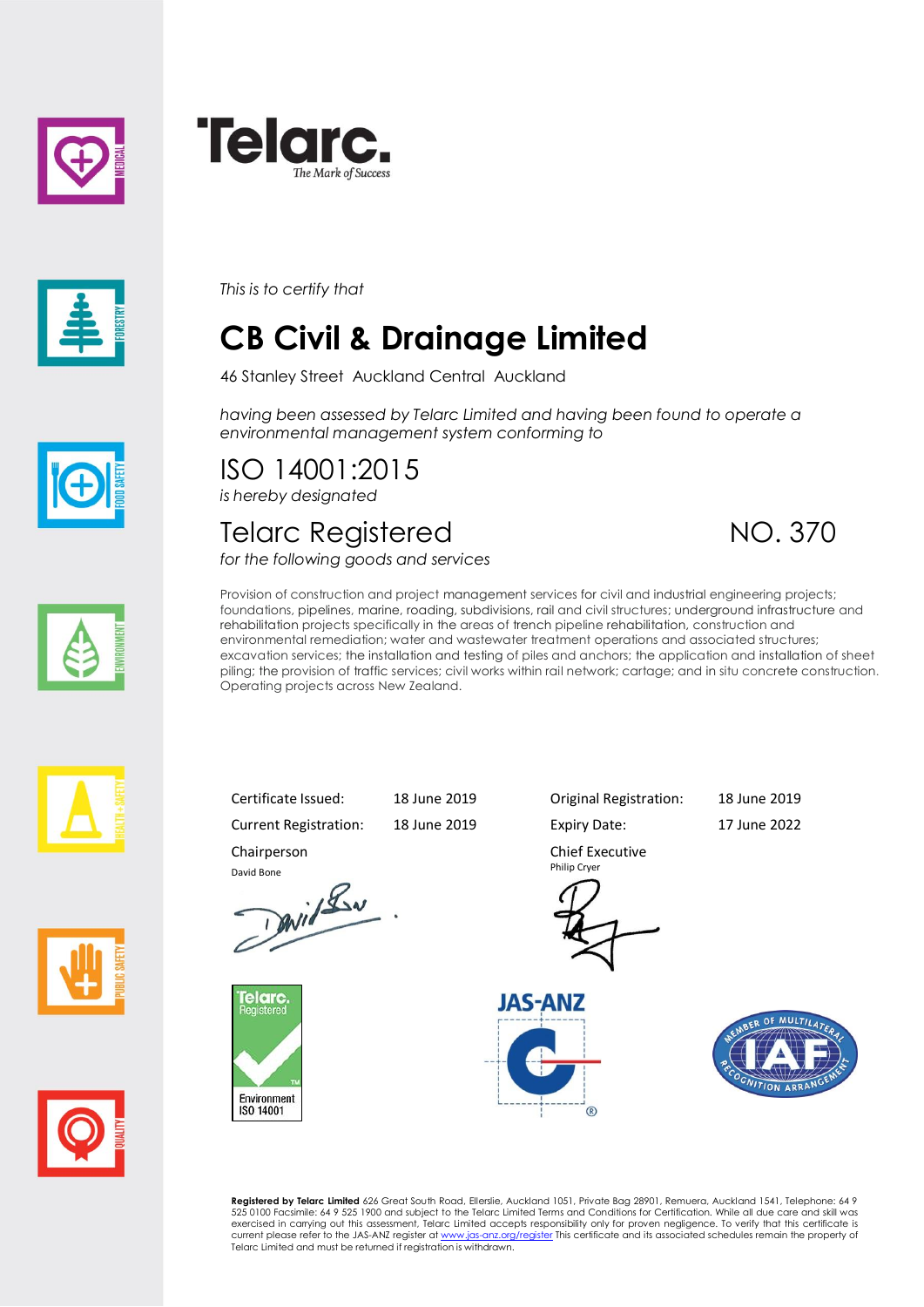Telarc.
*The Mark of Success*

*This is to certify that*

# CB Civil & Drainage Limited

46 Stanley Street Auckland Central Auckland

*having been assessed by Telarc Limited and having been found to operate a environmental management system conforming to*

## ISO 14001:2015

*is hereby designated*

## Telarc Registered NO. 370

*for the following goods and services*

Provision of construction and project management services for civil and industrial engineering projects; foundations, pipelines, marine, roading, subdivisions, rail and civil structures; underground infrastructure and rehabilitation projects specifically in the areas of trench pipeline rehabilitation, construction and environmental remediation; water and wastewater treatment operations and associated structures; excavation services; the installation and testing of piles and anchors; the application and installation of sheet piling; the provision of traffic services; civil works within rail network; cartage; and in situ concrete construction. Operating projects across New Zealand.

| | | | |
|---|---|---|---|
| Certificate Issued: | 18 June 2019 | Original Registration: | 18 June 2019 |
| Current Registration: | 18 June 2019 | Expiry Date: | 17 June 2022 |

Chairperson
David Bone

Chief Executive
Philip Cryer

Telarc. Registered
Environment ISO 14001

JAS-ANZ

MEMBER OF MULTILATERAL RECOGNITION ARRANGEMENT IAF

**Registered by Telarc Limited** 626 Great South Road, Ellerslie, Auckland 1051, Private Bag 28901, Remuera, Auckland 1541, Telephone: 64 9 525 0100 Facsimile: 64 9 525 1900 and subject to the Telarc Limited Terms and Conditions for Certification. While all due care and skill was exercised in carrying out this assessment, Telarc Limited accepts responsibility only for proven negligence. To verify that this certificate is current please refer to the JAS-ANZ register at www.jas-anz.org/register This certificate and its associated schedules remain the property of Telarc Limited and must be returned if registration is withdrawn.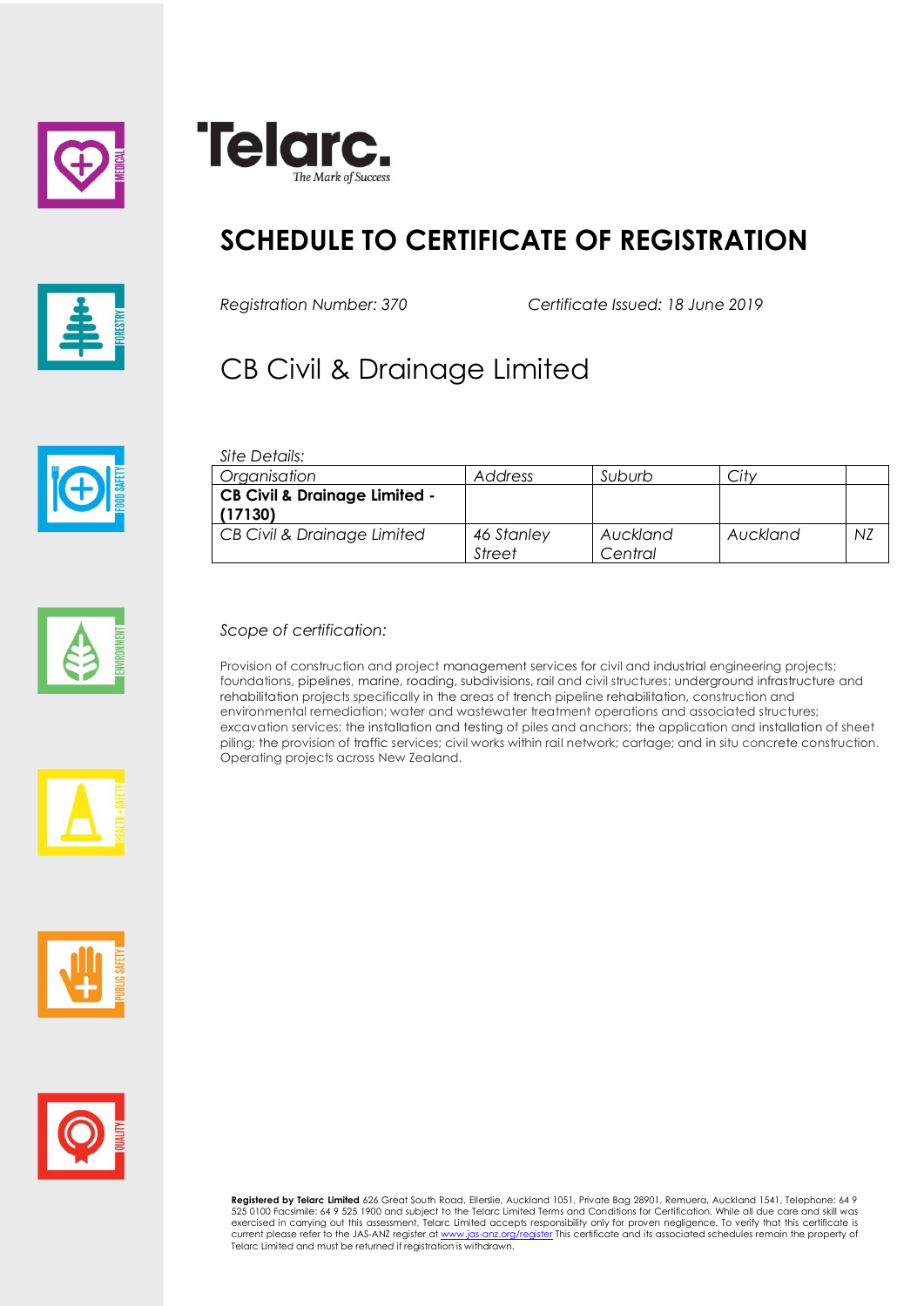Telarc.
*The Mark of Success*

# SCHEDULE TO CERTIFICATE OF REGISTRATION

*Registration Number: 370* *Certificate Issued: 18 June 2019*

## CB Civil & Drainage Limited

*Site Details:*

| *Organisation* | *Address* | *Suburb* | *City* | |
|---|---|---|---|---|
| **CB Civil & Drainage Limited - (17130)** | | | | |
| *CB Civil & Drainage Limited* | *46 Stanley Street* | *Auckland Central* | *Auckland* | *NZ* |

*Scope of certification:*

Provision of construction and project management services for civil and industrial engineering projects; foundations, pipelines, marine, roading, subdivisions, rail and civil structures; underground infrastructure and rehabilitation projects specifically in the areas of trench pipeline rehabilitation, construction and environmental remediation; water and wastewater treatment operations and associated structures; excavation services; the installation and testing of piles and anchors; the application and installation of sheet piling; the provision of traffic services; civil works within rail network; cartage; and in situ concrete construction. Operating projects across New Zealand.

**Registered by Telarc Limited** 626 Great South Road, Ellerslie, Auckland 1051, Private Bag 28901, Remuera, Auckland 1541, Telephone: 64 9 525 0100 Facsimile: 64 9 525 1900 and subject to the Telarc Limited Terms and Conditions for Certification. While all due care and skill was exercised in carrying out this assessment, Telarc Limited accepts responsibility only for proven negligence. To verify that this certificate is current please refer to the JAS-ANZ register at www.jas-anz.org/register This certificate and its associated schedules remain the property of Telarc Limited and must be returned if registration is withdrawn.